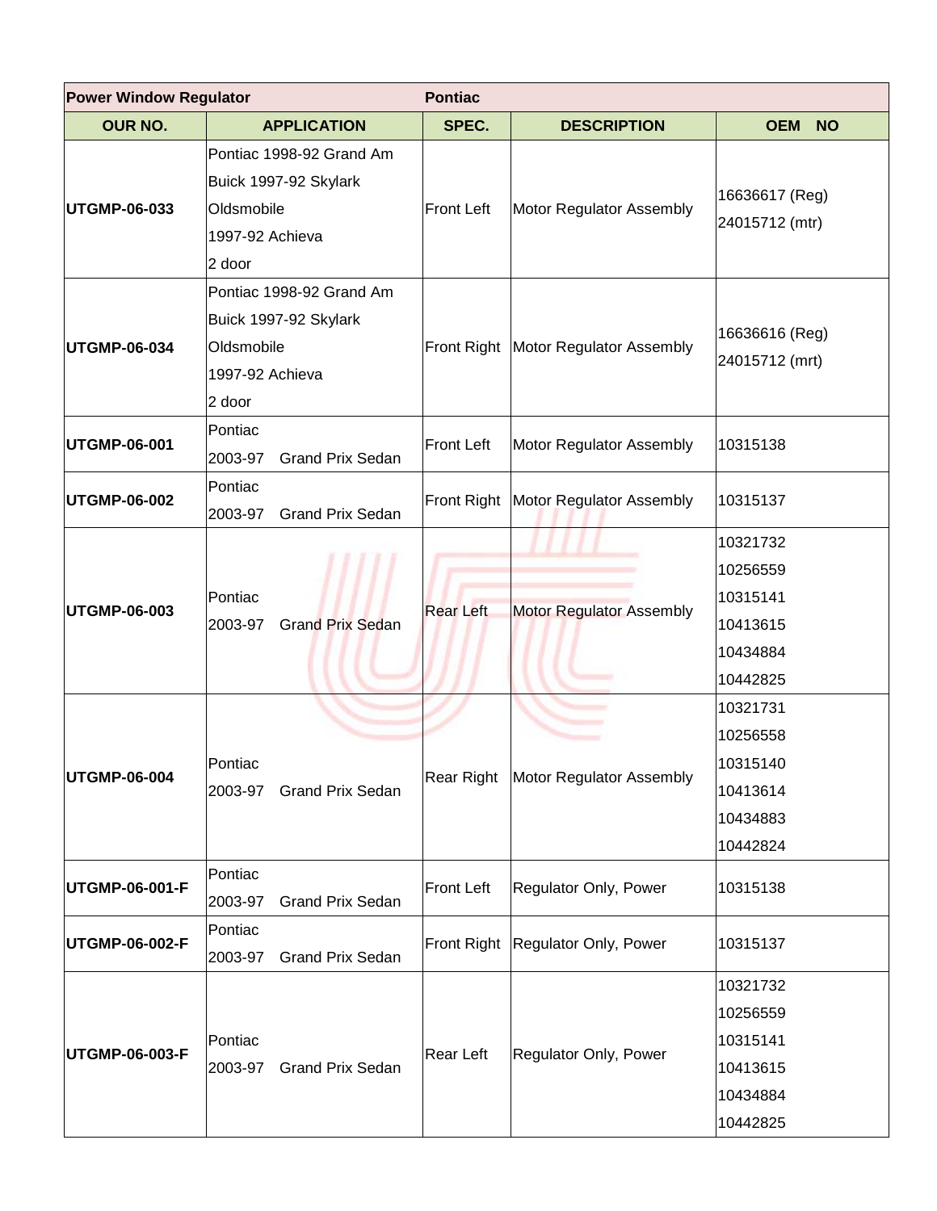| Power Window Regulator | | Pontiac | | |
|---|---|---|---|---|
| OUR NO. | APPLICATION | SPEC. | DESCRIPTION | OEM NO |
| UTGMP-06-033 | Pontiac 1998-92 Grand Am<br>Buick 1997-92 Skylark<br>Oldsmobile<br>1997-92 Achieva<br>2 door | Front Left | Motor Regulator Assembly | 16636617 (Reg)<br>24015712 (mtr) |
| UTGMP-06-034 | Pontiac 1998-92 Grand Am<br>Buick 1997-92 Skylark<br>Oldsmobile<br>1997-92 Achieva<br>2 door | Front Right | Motor Regulator Assembly | 16636616 (Reg)<br>24015712 (mrt) |
| UTGMP-06-001 | Pontiac<br>2003-97 Grand Prix Sedan | Front Left | Motor Regulator Assembly | 10315138 |
| UTGMP-06-002 | Pontiac<br>2003-97 Grand Prix Sedan | Front Right | Motor Regulator Assembly | 10315137 |
| UTGMP-06-003 | Pontiac<br>2003-97 Grand Prix Sedan | Rear Left | Motor Regulator Assembly | 10321732<br>10256559<br>10315141<br>10413615<br>10434884<br>10442825 |
| UTGMP-06-004 | Pontiac<br>2003-97 Grand Prix Sedan | Rear Right | Motor Regulator Assembly | 10321731<br>10256558<br>10315140<br>10413614<br>10434883<br>10442824 |
| UTGMP-06-001-F | Pontiac<br>2003-97 Grand Prix Sedan | Front Left | Regulator Only, Power | 10315138 |
| UTGMP-06-002-F | Pontiac<br>2003-97 Grand Prix Sedan | Front Right | Regulator Only, Power | 10315137 |
| UTGMP-06-003-F | Pontiac<br>2003-97 Grand Prix Sedan | Rear Left | Regulator Only, Power | 10321732<br>10256559<br>10315141<br>10413615<br>10434884<br>10442825 |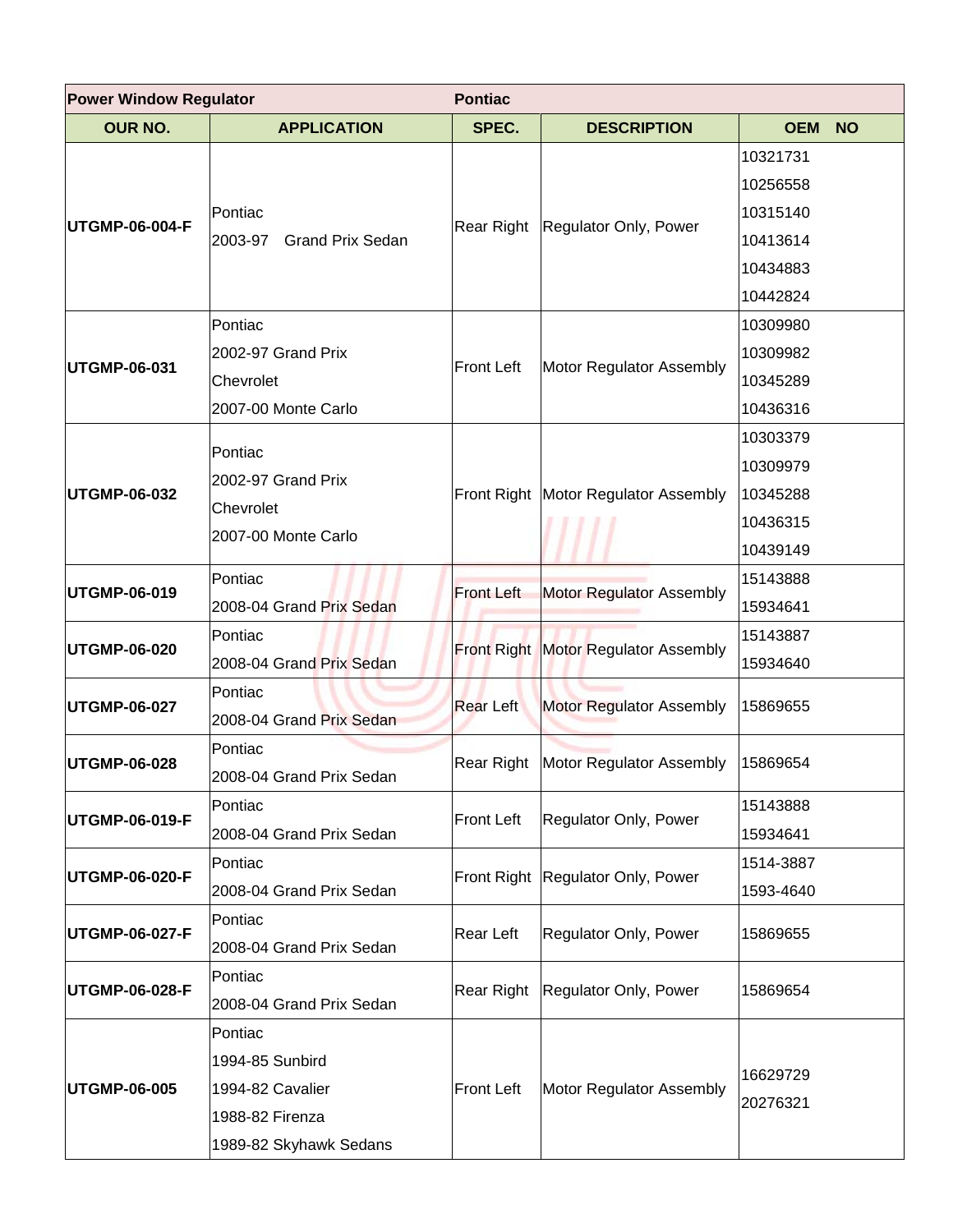| Power Window Regulator | | Pontiac | | |
|---|---|---|---|---|
| **OUR NO.** | **APPLICATION** | **SPEC.** | **DESCRIPTION** | **OEM NO** |
| **UTGMP-06-004-F** | Pontiac<br>2003-97 Grand Prix Sedan | Rear Right | Regulator Only, Power | 10321731<br>10256558<br>10315140<br>10413614<br>10434883<br>10442824 |
| **UTGMP-06-031** | Pontiac<br>2002-97 Grand Prix<br>Chevrolet<br>2007-00 Monte Carlo | Front Left | Motor Regulator Assembly | 10309980<br>10309982<br>10345289<br>10436316 |
| **UTGMP-06-032** | Pontiac<br>2002-97 Grand Prix<br>Chevrolet<br>2007-00 Monte Carlo | Front Right | Motor Regulator Assembly | 10303379<br>10309979<br>10345288<br>10436315<br>10439149 |
| **UTGMP-06-019** | Pontiac<br>2008-04 Grand Prix Sedan | Front Left | Motor Regulator Assembly | 15143888<br>15934641 |
| **UTGMP-06-020** | Pontiac<br>2008-04 Grand Prix Sedan | Front Right | Motor Regulator Assembly | 15143887<br>15934640 |
| **UTGMP-06-027** | Pontiac<br>2008-04 Grand Prix Sedan | Rear Left | Motor Regulator Assembly | 15869655 |
| **UTGMP-06-028** | Pontiac<br>2008-04 Grand Prix Sedan | Rear Right | Motor Regulator Assembly | 15869654 |
| **UTGMP-06-019-F** | Pontiac<br>2008-04 Grand Prix Sedan | Front Left | Regulator Only, Power | 15143888<br>15934641 |
| **UTGMP-06-020-F** | Pontiac<br>2008-04 Grand Prix Sedan | Front Right | Regulator Only, Power | 1514-3887<br>1593-4640 |
| **UTGMP-06-027-F** | Pontiac<br>2008-04 Grand Prix Sedan | Rear Left | Regulator Only, Power | 15869655 |
| **UTGMP-06-028-F** | Pontiac<br>2008-04 Grand Prix Sedan | Rear Right | Regulator Only, Power | 15869654 |
| **UTGMP-06-005** | Pontiac<br>1994-85 Sunbird<br>1994-82 Cavalier<br>1988-82 Firenza<br>1989-82 Skyhawk Sedans | Front Left | Motor Regulator Assembly | 16629729<br>20276321 |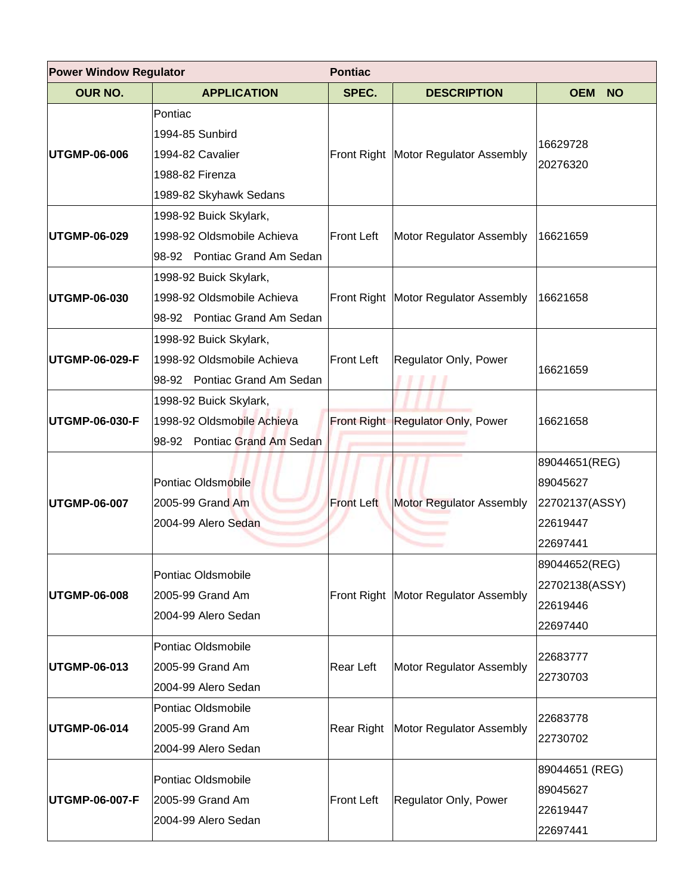| Power Window Regulator | | Pontiac | | |
|---|---|---|---|---|
| **OUR NO.** | **APPLICATION** | **SPEC.** | **DESCRIPTION** | **OEM NO** |
| **UTGMP-06-006** | Pontiac<br>1994-85 Sunbird<br>1994-82 Cavalier<br>1988-82 Firenza<br>1989-82 Skyhawk Sedans | Front Right | Motor Regulator Assembly | 16629728<br>20276320 |
| **UTGMP-06-029** | 1998-92 Buick Skylark,<br>1998-92 Oldsmobile Achieva<br>98-92 Pontiac Grand Am Sedan | Front Left | Motor Regulator Assembly | 16621659 |
| **UTGMP-06-030** | 1998-92 Buick Skylark,<br>1998-92 Oldsmobile Achieva<br>98-92 Pontiac Grand Am Sedan | Front Right | Motor Regulator Assembly | 16621658 |
| **UTGMP-06-029-F** | 1998-92 Buick Skylark,<br>1998-92 Oldsmobile Achieva<br>98-92 Pontiac Grand Am Sedan | Front Left | Regulator Only, Power | 16621659 |
| **UTGMP-06-030-F** | 1998-92 Buick Skylark,<br>1998-92 Oldsmobile Achieva<br>98-92 Pontiac Grand Am Sedan | Front Right | Regulator Only, Power | 16621658 |
| **UTGMP-06-007** | Pontiac Oldsmobile<br>2005-99 Grand Am<br>2004-99 Alero Sedan | Front Left | Motor Regulator Assembly | 89044651(REG)<br>89045627<br>22702137(ASSY)<br>22619447<br>22697441 |
| **UTGMP-06-008** | Pontiac Oldsmobile<br>2005-99 Grand Am<br>2004-99 Alero Sedan | Front Right | Motor Regulator Assembly | 89044652(REG)<br>22702138(ASSY)<br>22619446<br>22697440 |
| **UTGMP-06-013** | Pontiac Oldsmobile<br>2005-99 Grand Am<br>2004-99 Alero Sedan | Rear Left | Motor Regulator Assembly | 22683777<br>22730703 |
| **UTGMP-06-014** | Pontiac Oldsmobile<br>2005-99 Grand Am<br>2004-99 Alero Sedan | Rear Right | Motor Regulator Assembly | 22683778<br>22730702 |
| **UTGMP-06-007-F** | Pontiac Oldsmobile<br>2005-99 Grand Am<br>2004-99 Alero Sedan | Front Left | Regulator Only, Power | 89044651 (REG)<br>89045627<br>22619447<br>22697441 |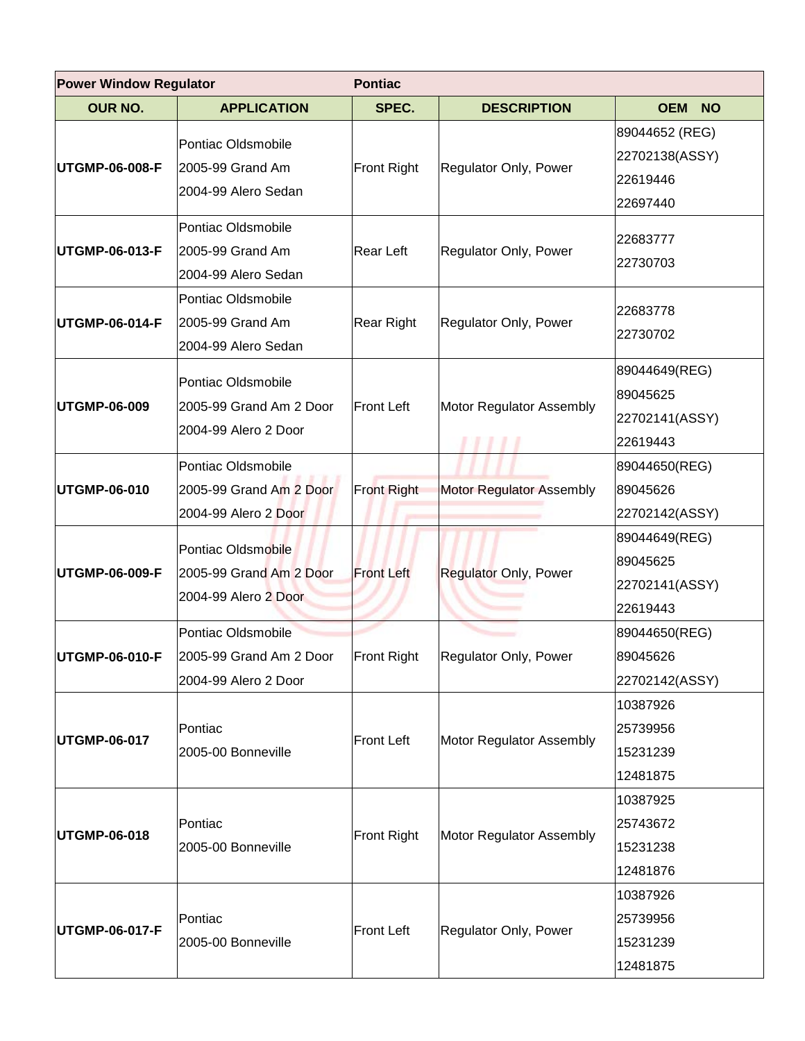| Power Window Regulator | | Pontiac | | |
|---|---|---|---|---|
| **OUR NO.** | **APPLICATION** | **SPEC.** | **DESCRIPTION** | **OEM NO** |
| **UTGMP-06-008-F** | Pontiac Oldsmobile<br>2005-99 Grand Am<br>2004-99 Alero Sedan | Front Right | Regulator Only, Power | 89044652 (REG)<br>22702138(ASSY)<br>22619446<br>22697440 |
| **UTGMP-06-013-F** | Pontiac Oldsmobile<br>2005-99 Grand Am<br>2004-99 Alero Sedan | Rear Left | Regulator Only, Power | 22683777<br>22730703 |
| **UTGMP-06-014-F** | Pontiac Oldsmobile<br>2005-99 Grand Am<br>2004-99 Alero Sedan | Rear Right | Regulator Only, Power | 22683778<br>22730702 |
| **UTGMP-06-009** | Pontiac Oldsmobile<br>2005-99 Grand Am 2 Door<br>2004-99 Alero 2 Door | Front Left | Motor Regulator Assembly | 89044649(REG)<br>89045625<br>22702141(ASSY)<br>22619443 |
| **UTGMP-06-010** | Pontiac Oldsmobile<br>2005-99 Grand Am 2 Door<br>2004-99 Alero 2 Door | Front Right | Motor Regulator Assembly | 89044650(REG)<br>89045626<br>22702142(ASSY) |
| **UTGMP-06-009-F** | Pontiac Oldsmobile<br>2005-99 Grand Am 2 Door<br>2004-99 Alero 2 Door | Front Left | Regulator Only, Power | 89044649(REG)<br>89045625<br>22702141(ASSY)<br>22619443 |
| **UTGMP-06-010-F** | Pontiac Oldsmobile<br>2005-99 Grand Am 2 Door<br>2004-99 Alero 2 Door | Front Right | Regulator Only, Power | 89044650(REG)<br>89045626<br>22702142(ASSY) |
| **UTGMP-06-017** | Pontiac<br>2005-00 Bonneville | Front Left | Motor Regulator Assembly | 10387926<br>25739956<br>15231239<br>12481875 |
| **UTGMP-06-018** | Pontiac<br>2005-00 Bonneville | Front Right | Motor Regulator Assembly | 10387925<br>25743672<br>15231238<br>12481876 |
| **UTGMP-06-017-F** | Pontiac<br>2005-00 Bonneville | Front Left | Regulator Only, Power | 10387926<br>25739956<br>15231239<br>12481875 |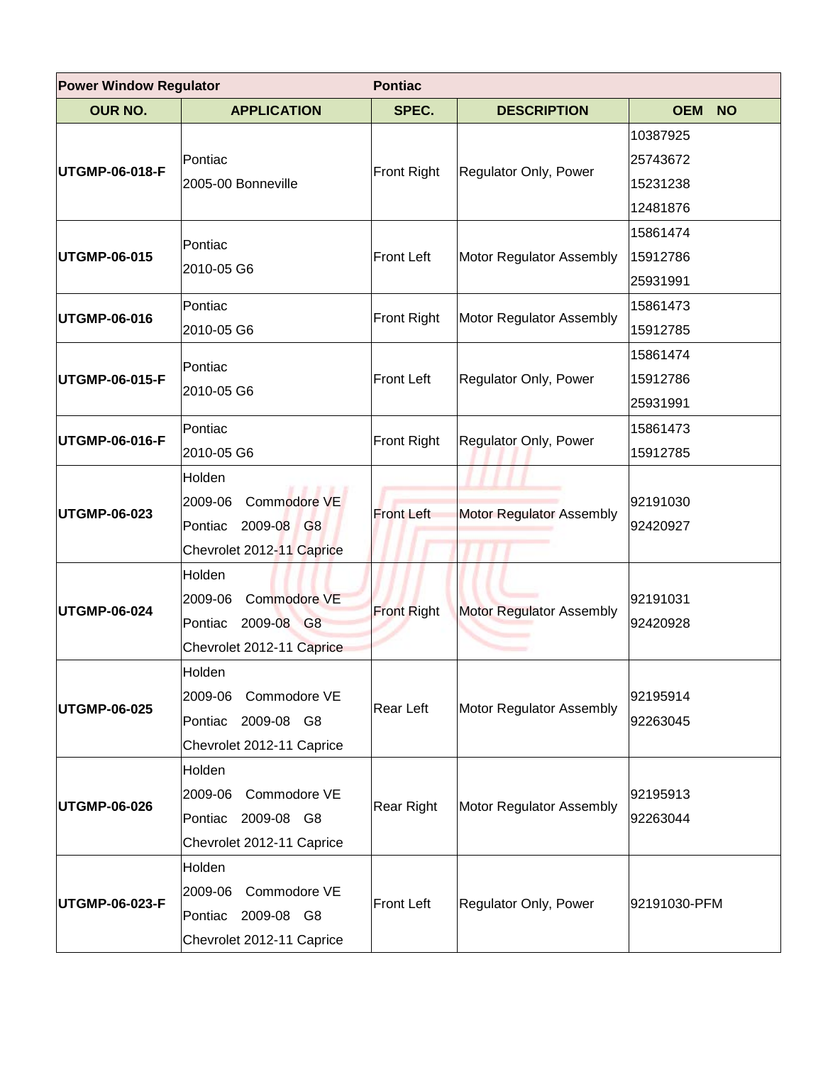| Power Window Regulator | | Pontiac | | |
|---|---|---|---|---|
| **OUR NO.** | **APPLICATION** | **SPEC.** | **DESCRIPTION** | **OEM NO** |
| **UTGMP-06-018-F** | Pontiac<br>2005-00 Bonneville | Front Right | Regulator Only, Power | 10387925<br>25743672<br>15231238<br>12481876 |
| **UTGMP-06-015** | Pontiac<br>2010-05 G6 | Front Left | Motor Regulator Assembly | 15861474<br>15912786<br>25931991 |
| **UTGMP-06-016** | Pontiac<br>2010-05 G6 | Front Right | Motor Regulator Assembly | 15861473<br>15912785 |
| **UTGMP-06-015-F** | Pontiac<br>2010-05 G6 | Front Left | Regulator Only, Power | 15861474<br>15912786<br>25931991 |
| **UTGMP-06-016-F** | Pontiac<br>2010-05 G6 | Front Right | Regulator Only, Power | 15861473<br>15912785 |
| **UTGMP-06-023** | Holden<br>2009-06 Commodore VE<br>Pontiac 2009-08 G8<br>Chevrolet 2012-11 Caprice | Front Left | Motor Regulator Assembly | 92191030<br>92420927 |
| **UTGMP-06-024** | Holden<br>2009-06 Commodore VE<br>Pontiac 2009-08 G8<br>Chevrolet 2012-11 Caprice | Front Right | Motor Regulator Assembly | 92191031<br>92420928 |
| **UTGMP-06-025** | Holden<br>2009-06 Commodore VE<br>Pontiac 2009-08 G8<br>Chevrolet 2012-11 Caprice | Rear Left | Motor Regulator Assembly | 92195914<br>92263045 |
| **UTGMP-06-026** | Holden<br>2009-06 Commodore VE<br>Pontiac 2009-08 G8<br>Chevrolet 2012-11 Caprice | Rear Right | Motor Regulator Assembly | 92195913<br>92263044 |
| **UTGMP-06-023-F** | Holden<br>2009-06 Commodore VE<br>Pontiac 2009-08 G8<br>Chevrolet 2012-11 Caprice | Front Left | Regulator Only, Power | 92191030-PFM |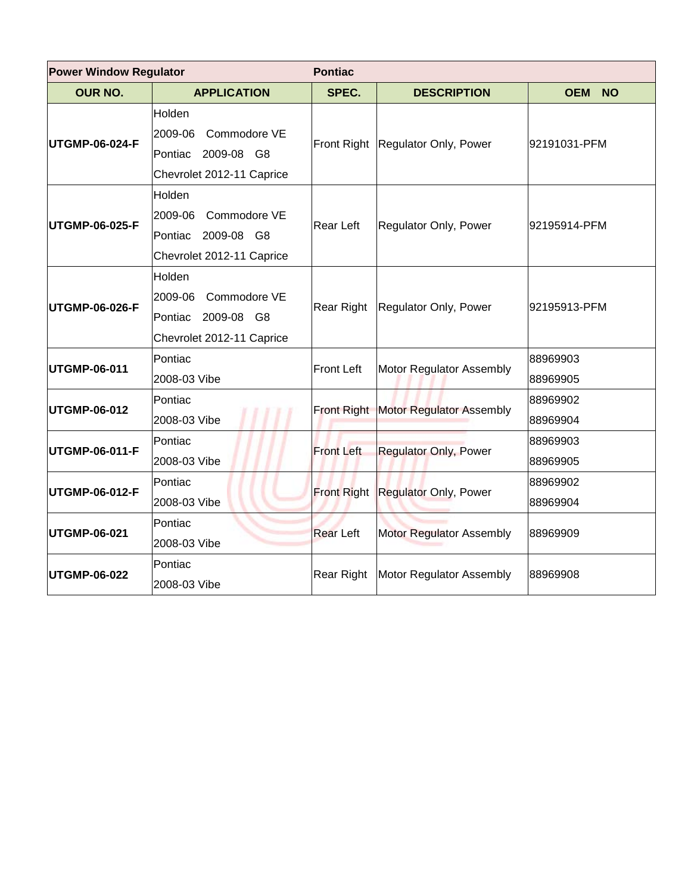| Power Window Regulator | | Pontiac | | |
|---|---|---|---|---|
| **OUR NO.** | **APPLICATION** | **SPEC.** | **DESCRIPTION** | **OEM NO** |
| **UTGMP-06-024-F** | Holden 2009-06 Commodore VE Pontiac 2009-08 G8 Chevrolet 2012-11 Caprice | Front Right | Regulator Only, Power | 92191031-PFM |
| **UTGMP-06-025-F** | Holden 2009-06 Commodore VE Pontiac 2009-08 G8 Chevrolet 2012-11 Caprice | Rear Left | Regulator Only, Power | 92195914-PFM |
| **UTGMP-06-026-F** | Holden 2009-06 Commodore VE Pontiac 2009-08 G8 Chevrolet 2012-11 Caprice | Rear Right | Regulator Only, Power | 92195913-PFM |
| **UTGMP-06-011** | Pontiac 2008-03 Vibe | Front Left | Motor Regulator Assembly | 88969903 88969905 |
| **UTGMP-06-012** | Pontiac 2008-03 Vibe | Front Right | Motor Regulator Assembly | 88969902 88969904 |
| **UTGMP-06-011-F** | Pontiac 2008-03 Vibe | Front Left | Regulator Only, Power | 88969903 88969905 |
| **UTGMP-06-012-F** | Pontiac 2008-03 Vibe | Front Right | Regulator Only, Power | 88969902 88969904 |
| **UTGMP-06-021** | Pontiac 2008-03 Vibe | Rear Left | Motor Regulator Assembly | 88969909 |
| **UTGMP-06-022** | Pontiac 2008-03 Vibe | Rear Right | Motor Regulator Assembly | 88969908 |